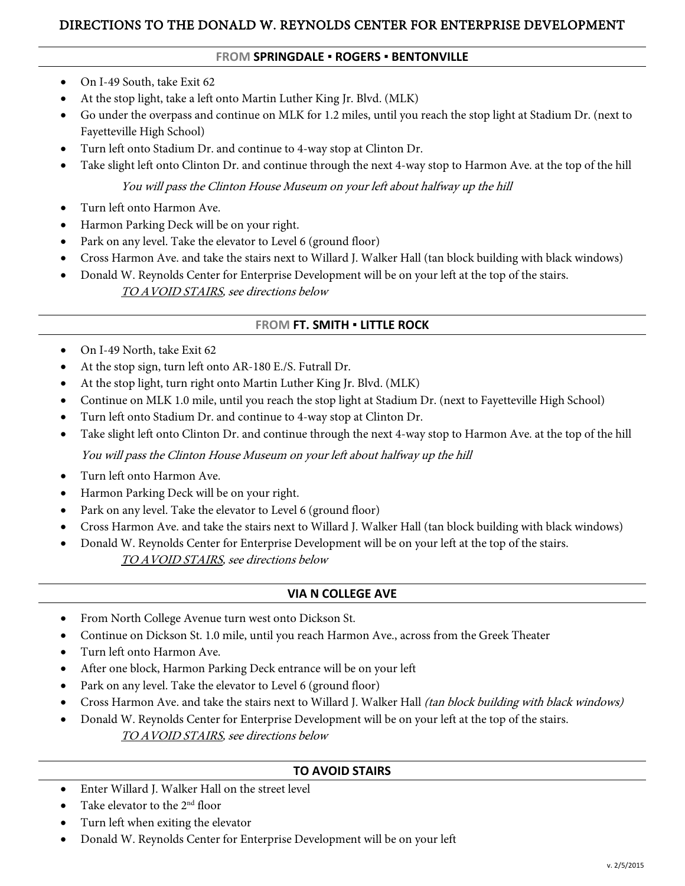# DIRECTIONS TO THE DONALD W. REYNOLDS CENTER FOR ENTERPRISE DEVELOPMENT

## FROM SPRINGDALE ▪ ROGERS ▪ BENTONVILLE

- On I-49 South, take Exit 62
- At the stop light, take a left onto Martin Luther King Jr. Blvd. (MLK)
- Go under the overpass and continue on MLK for 1.2 miles, until you reach the stop light at Stadium Dr. (next to Fayetteville High School)
- Turn left onto Stadium Dr. and continue to 4-way stop at Clinton Dr.
- Take slight left onto Clinton Dr. and continue through the next 4-way stop to Harmon Ave. at the top of the hill

  *You will pass the Clinton House Museum on your left about halfway up the hill*

- Turn left onto Harmon Ave.
- Harmon Parking Deck will be on your right.
- Park on any level. Take the elevator to Level 6 (ground floor)
- Cross Harmon Ave. and take the stairs next to Willard J. Walker Hall (tan block building with black windows)
- Donald W. Reynolds Center for Enterprise Development will be on your left at the top of the stairs.

  *TO AVOID STAIRS, see directions below*

## FROM FT. SMITH ▪ LITTLE ROCK

- On I-49 North, take Exit 62
- At the stop sign, turn left onto AR-180 E./S. Futrall Dr.
- At the stop light, turn right onto Martin Luther King Jr. Blvd. (MLK)
- Continue on MLK 1.0 mile, until you reach the stop light at Stadium Dr. (next to Fayetteville High School)
- Turn left onto Stadium Dr. and continue to 4-way stop at Clinton Dr.
- Take slight left onto Clinton Dr. and continue through the next 4-way stop to Harmon Ave. at the top of the hill

  *You will pass the Clinton House Museum on your left about halfway up the hill*

- Turn left onto Harmon Ave.
- Harmon Parking Deck will be on your right.
- Park on any level. Take the elevator to Level 6 (ground floor)
- Cross Harmon Ave. and take the stairs next to Willard J. Walker Hall (tan block building with black windows)
- Donald W. Reynolds Center for Enterprise Development will be on your left at the top of the stairs.

  *TO AVOID STAIRS, see directions below*

## VIA N COLLEGE AVE

- From North College Avenue turn west onto Dickson St.
- Continue on Dickson St. 1.0 mile, until you reach Harmon Ave., across from the Greek Theater
- Turn left onto Harmon Ave.
- After one block, Harmon Parking Deck entrance will be on your left
- Park on any level. Take the elevator to Level 6 (ground floor)
- Cross Harmon Ave. and take the stairs next to Willard J. Walker Hall *(tan block building with black windows)*
- Donald W. Reynolds Center for Enterprise Development will be on your left at the top of the stairs.

  *TO AVOID STAIRS, see directions below*

## TO AVOID STAIRS

- Enter Willard J. Walker Hall on the street level
- Take elevator to the 2nd floor
- Turn left when exiting the elevator
- Donald W. Reynolds Center for Enterprise Development will be on your left

v. 2/5/2015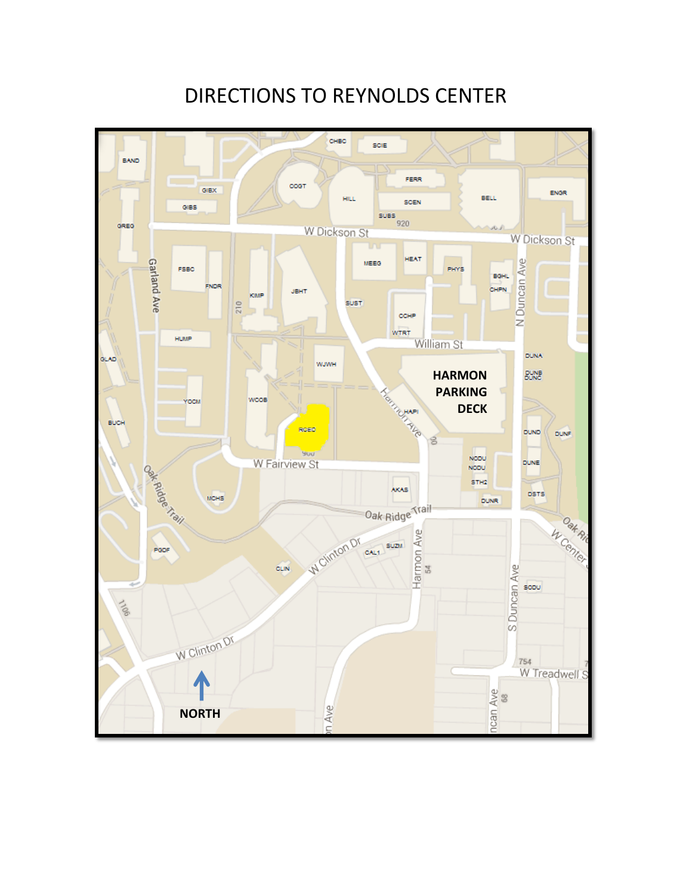# DIRECTIONS TO REYNOLDS CENTER

HARMON PARKING DECK

NORTH

W Dickson St

William St

W Fairview St

Oak Ridge Trail

W Clinton Dr

Garland Ave

Harmon Ave

N Duncan Ave

S Duncan Ave

W Treadwell St

W Center St

RCED